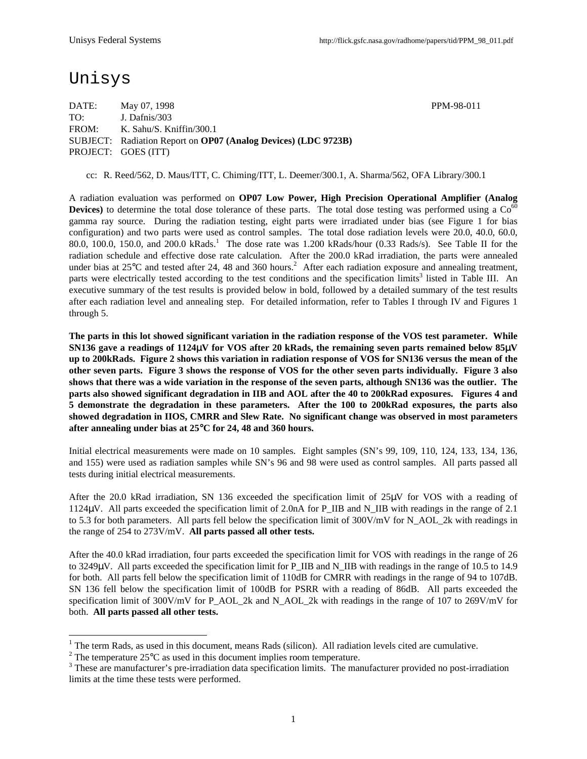# Unisys

DATE: May 07, 1998 PPM-98-011
TO: J. Dafnis/303
FROM: K. Sahu/S. Kniffin/300.1
SUBJECT: Radiation Report on **OP07 (Analog Devices) (LDC 9723B)**
PROJECT: GOES (ITT)

cc: R. Reed/562, D. Maus/ITT, C. Chiming/ITT, L. Deemer/300.1, A. Sharma/562, OFA Library/300.1

A radiation evaluation was performed on **OP07 Low Power, High Precision Operational Amplifier (Analog Devices)** to determine the total dose tolerance of these parts. The total dose testing was performed using a $Co^{60}$ gamma ray source. During the radiation testing, eight parts were irradiated under bias (see Figure 1 for bias configuration) and two parts were used as control samples. The total dose radiation levels were 20.0, 40.0, 60.0, 80.0, 100.0, 150.0, and 200.0 kRads.[1] The dose rate was 1.200 kRads/hour (0.33 Rads/s). See Table II for the radiation schedule and effective dose rate calculation. After the 200.0 kRad irradiation, the parts were annealed under bias at 25°C and tested after 24, 48 and 360 hours.[2] After each radiation exposure and annealing treatment, parts were electrically tested according to the test conditions and the specification limits[3] listed in Table III. An executive summary of the test results is provided below in bold, followed by a detailed summary of the test results after each radiation level and annealing step. For detailed information, refer to Tables I through IV and Figures 1 through 5.

**The parts in this lot showed significant variation in the radiation response of the VOS test parameter. While SN136 gave a readings of 1124μV for VOS after 20 kRads, the remaining seven parts remained below 85μV up to 200kRads. Figure 2 shows this variation in radiation response of VOS for SN136 versus the mean of the other seven parts. Figure 3 shows the response of VOS for the other seven parts individually. Figure 3 also shows that there was a wide variation in the response of the seven parts, although SN136 was the outlier. The parts also showed significant degradation in IIB and AOL after the 40 to 200kRad exposures. Figures 4 and 5 demonstrate the degradation in these parameters. After the 100 to 200kRad exposures, the parts also showed degradation in IIOS, CMRR and Slew Rate. No significant change was observed in most parameters after annealing under bias at 25°C for 24, 48 and 360 hours.**

Initial electrical measurements were made on 10 samples. Eight samples (SN's 99, 109, 110, 124, 133, 134, 136, and 155) were used as radiation samples while SN's 96 and 98 were used as control samples. All parts passed all tests during initial electrical measurements.

After the 20.0 kRad irradiation, SN 136 exceeded the specification limit of 25μV for VOS with a reading of 1124μV. All parts exceeded the specification limit of 2.0nA for P_IIB and N_IIB with readings in the range of 2.1 to 5.3 for both parameters. All parts fell below the specification limit of 300V/mV for N_AOL_2k with readings in the range of 254 to 273V/mV. **All parts passed all other tests.**

After the 40.0 kRad irradiation, four parts exceeded the specification limit for VOS with readings in the range of 26 to 3249μV. All parts exceeded the specification limit for P_IIB and N_IIB with readings in the range of 10.5 to 14.9 for both. All parts fell below the specification limit of 110dB for CMRR with readings in the range of 94 to 107dB. SN 136 fell below the specification limit of 100dB for PSRR with a reading of 86dB. All parts exceeded the specification limit of 300V/mV for P_AOL_2k and N_AOL_2k with readings in the range of 107 to 269V/mV for both. **All parts passed all other tests.**

---

[1] The term Rads, as used in this document, means Rads (silicon). All radiation levels cited are cumulative.

[2] The temperature 25°C as used in this document implies room temperature.

[3] These are manufacturer's pre-irradiation data specification limits. The manufacturer provided no post-irradiation limits at the time these tests were performed.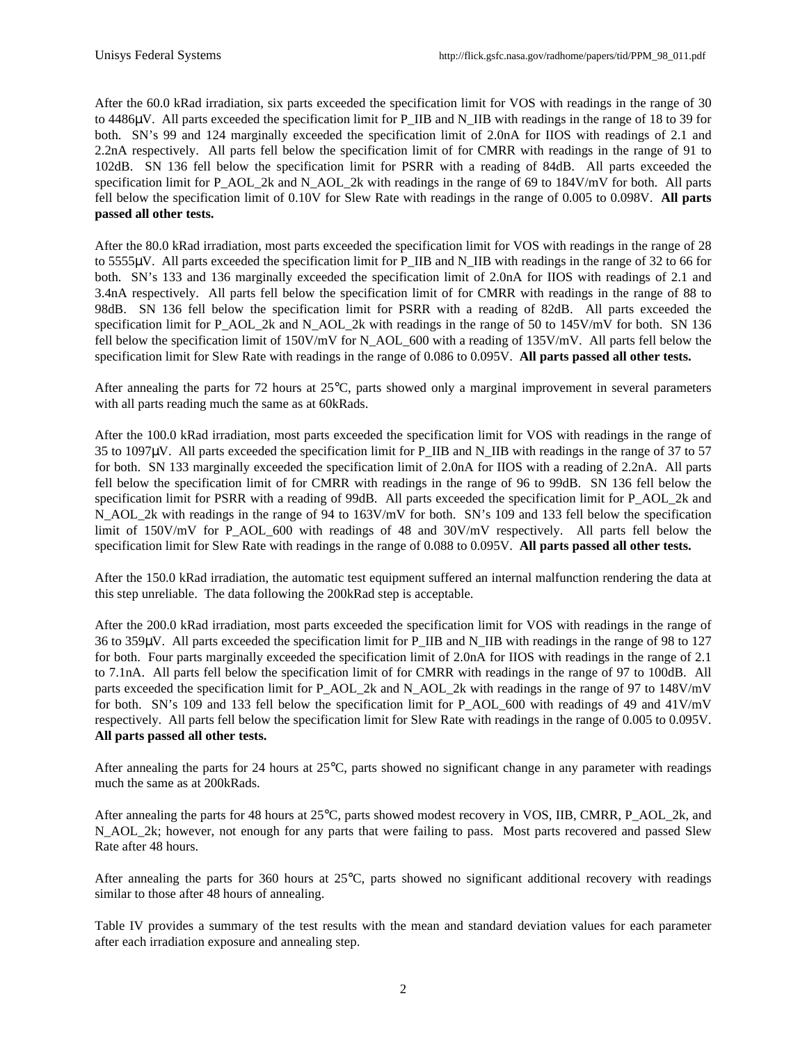After the 60.0 kRad irradiation, six parts exceeded the specification limit for VOS with readings in the range of 30 to 4486μV. All parts exceeded the specification limit for P_IIB and N_IIB with readings in the range of 18 to 39 for both. SN's 99 and 124 marginally exceeded the specification limit of 2.0nA for IIOS with readings of 2.1 and 2.2nA respectively. All parts fell below the specification limit of for CMRR with readings in the range of 91 to 102dB. SN 136 fell below the specification limit for PSRR with a reading of 84dB. All parts exceeded the specification limit for P_AOL_2k and N_AOL_2k with readings in the range of 69 to 184V/mV for both. All parts fell below the specification limit of 0.10V for Slew Rate with readings in the range of 0.005 to 0.098V. **All parts passed all other tests.**

After the 80.0 kRad irradiation, most parts exceeded the specification limit for VOS with readings in the range of 28 to 5555μV. All parts exceeded the specification limit for P_IIB and N_IIB with readings in the range of 32 to 66 for both. SN's 133 and 136 marginally exceeded the specification limit of 2.0nA for IIOS with readings of 2.1 and 3.4nA respectively. All parts fell below the specification limit of for CMRR with readings in the range of 88 to 98dB. SN 136 fell below the specification limit for PSRR with a reading of 82dB. All parts exceeded the specification limit for P_AOL_2k and N_AOL_2k with readings in the range of 50 to 145V/mV for both. SN 136 fell below the specification limit of 150V/mV for N_AOL_600 with a reading of 135V/mV. All parts fell below the specification limit for Slew Rate with readings in the range of 0.086 to 0.095V. **All parts passed all other tests.**

After annealing the parts for 72 hours at 25°C, parts showed only a marginal improvement in several parameters with all parts reading much the same as at 60kRads.

After the 100.0 kRad irradiation, most parts exceeded the specification limit for VOS with readings in the range of 35 to 1097μV. All parts exceeded the specification limit for P_IIB and N_IIB with readings in the range of 37 to 57 for both. SN 133 marginally exceeded the specification limit of 2.0nA for IIOS with a reading of 2.2nA. All parts fell below the specification limit of for CMRR with readings in the range of 96 to 99dB. SN 136 fell below the specification limit for PSRR with a reading of 99dB. All parts exceeded the specification limit for P_AOL_2k and N_AOL_2k with readings in the range of 94 to 163V/mV for both. SN's 109 and 133 fell below the specification limit of 150V/mV for P_AOL_600 with readings of 48 and 30V/mV respectively. All parts fell below the specification limit for Slew Rate with readings in the range of 0.088 to 0.095V. **All parts passed all other tests.**

After the 150.0 kRad irradiation, the automatic test equipment suffered an internal malfunction rendering the data at this step unreliable. The data following the 200kRad step is acceptable.

After the 200.0 kRad irradiation, most parts exceeded the specification limit for VOS with readings in the range of 36 to 359μV. All parts exceeded the specification limit for P_IIB and N_IIB with readings in the range of 98 to 127 for both. Four parts marginally exceeded the specification limit of 2.0nA for IIOS with readings in the range of 2.1 to 7.1nA. All parts fell below the specification limit of for CMRR with readings in the range of 97 to 100dB. All parts exceeded the specification limit for P_AOL_2k and N_AOL_2k with readings in the range of 97 to 148V/mV for both. SN's 109 and 133 fell below the specification limit for P_AOL_600 with readings of 49 and 41V/mV respectively. All parts fell below the specification limit for Slew Rate with readings in the range of 0.005 to 0.095V. **All parts passed all other tests.**

After annealing the parts for 24 hours at 25°C, parts showed no significant change in any parameter with readings much the same as at 200kRads.

After annealing the parts for 48 hours at 25°C, parts showed modest recovery in VOS, IIB, CMRR, P_AOL_2k, and N_AOL_2k; however, not enough for any parts that were failing to pass. Most parts recovered and passed Slew Rate after 48 hours.

After annealing the parts for 360 hours at 25°C, parts showed no significant additional recovery with readings similar to those after 48 hours of annealing.

Table IV provides a summary of the test results with the mean and standard deviation values for each parameter after each irradiation exposure and annealing step.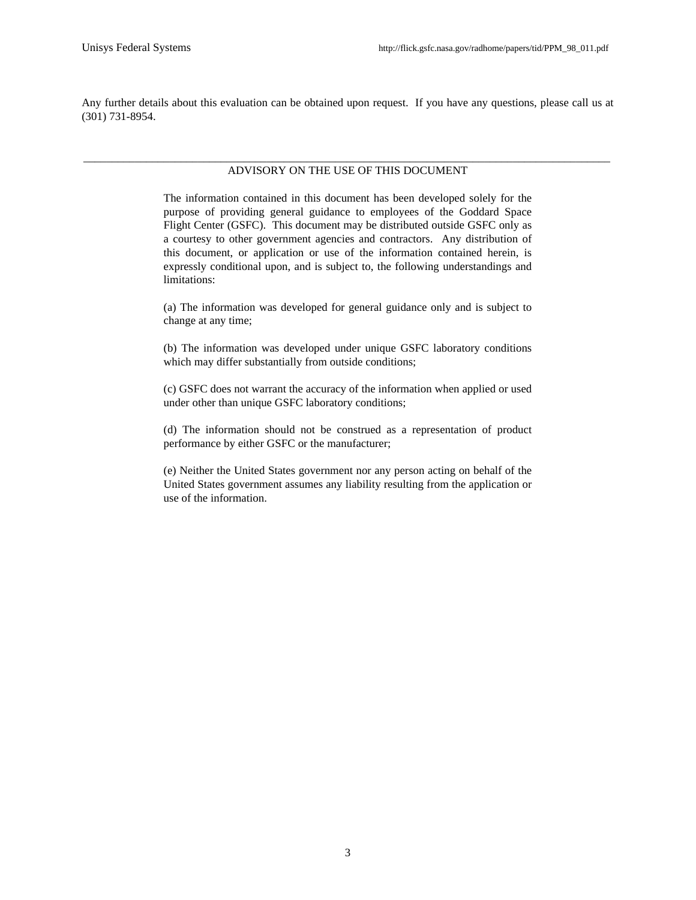Any further details about this evaluation can be obtained upon request. If you have any questions, please call us at (301) 731-8954.

---

## ADVISORY ON THE USE OF THIS DOCUMENT

The information contained in this document has been developed solely for the purpose of providing general guidance to employees of the Goddard Space Flight Center (GSFC). This document may be distributed outside GSFC only as a courtesy to other government agencies and contractors. Any distribution of this document, or application or use of the information contained herein, is expressly conditional upon, and is subject to, the following understandings and limitations:

(a) The information was developed for general guidance only and is subject to change at any time;

(b) The information was developed under unique GSFC laboratory conditions which may differ substantially from outside conditions;

(c) GSFC does not warrant the accuracy of the information when applied or used under other than unique GSFC laboratory conditions;

(d) The information should not be construed as a representation of product performance by either GSFC or the manufacturer;

(e) Neither the United States government nor any person acting on behalf of the United States government assumes any liability resulting from the application or use of the information.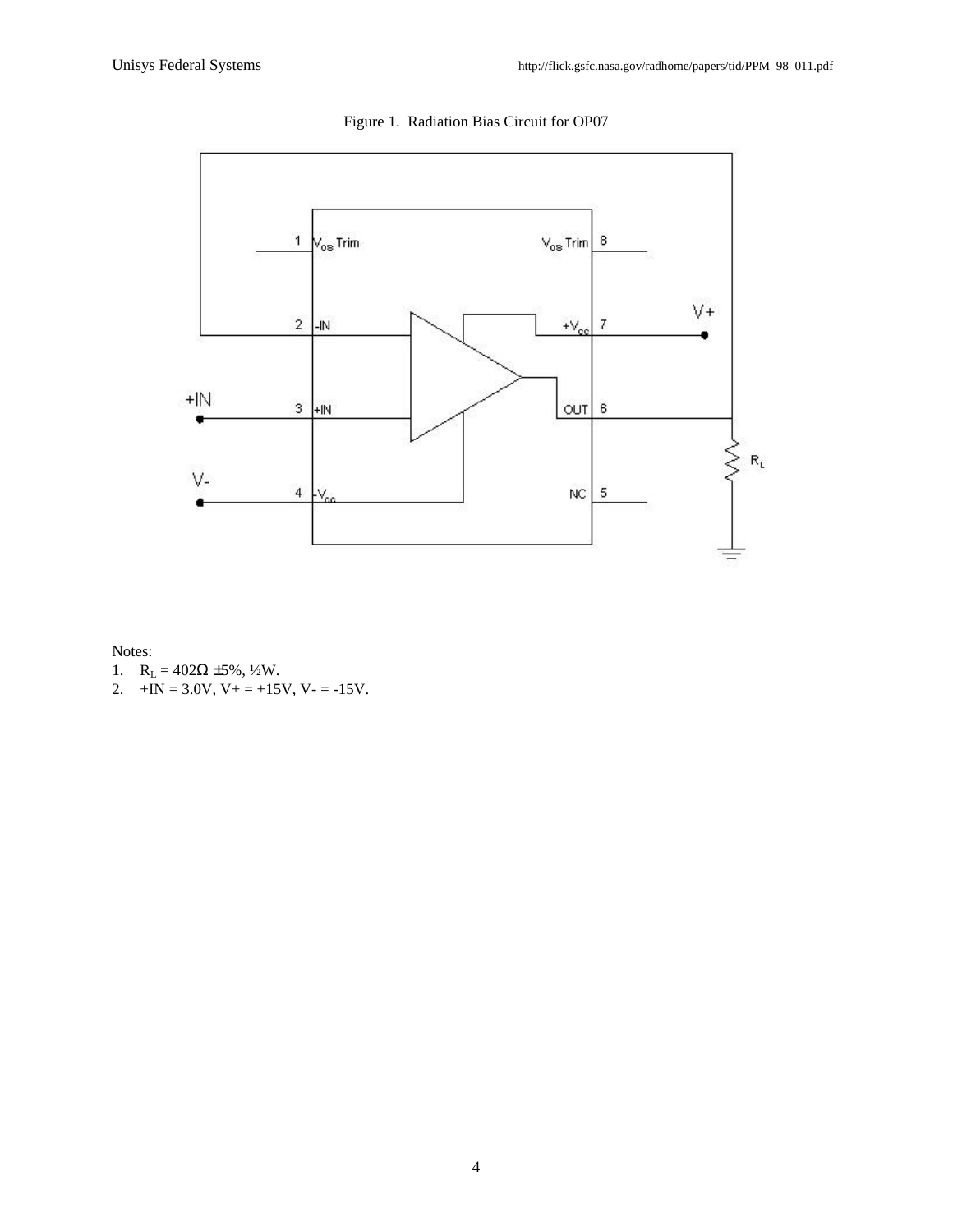Figure 1. Radiation Bias Circuit for OP07

Notes:

1. $R_L$ = 402Ω ±5%, ½W.
2. +IN = 3.0V, V+ = +15V, V- = -15V.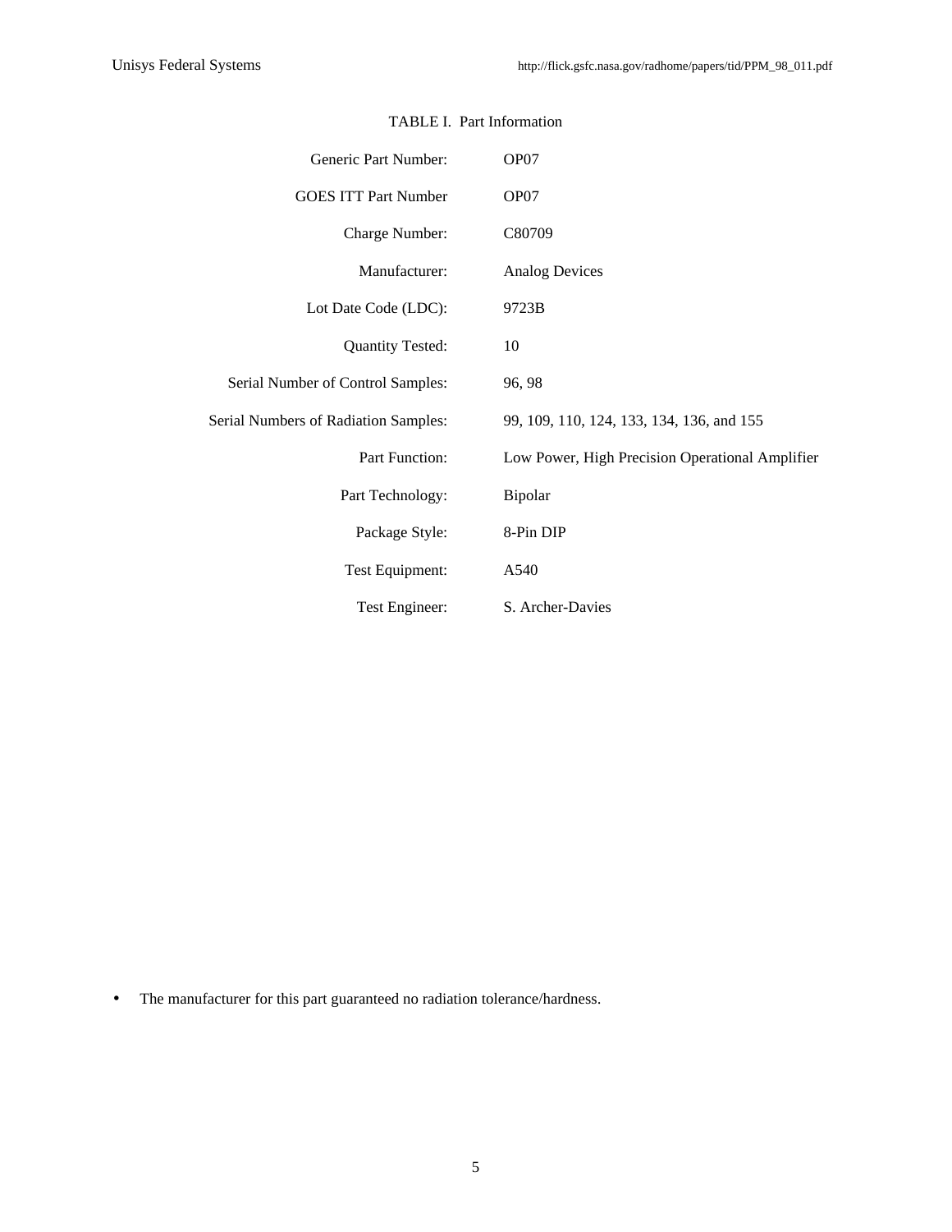TABLE I. Part Information

| | |
|---|---|
| Generic Part Number: | OP07 |
| GOES ITT Part Number | OP07 |
| Charge Number: | C80709 |
| Manufacturer: | Analog Devices |
| Lot Date Code (LDC): | 9723B |
| Quantity Tested: | 10 |
| Serial Number of Control Samples: | 96, 98 |
| Serial Numbers of Radiation Samples: | 99, 109, 110, 124, 133, 134, 136, and 155 |
| Part Function: | Low Power, High Precision Operational Amplifier |
| Part Technology: | Bipolar |
| Package Style: | 8-Pin DIP |
| Test Equipment: | A540 |
| Test Engineer: | S. Archer-Davies |

- The manufacturer for this part guaranteed no radiation tolerance/hardness.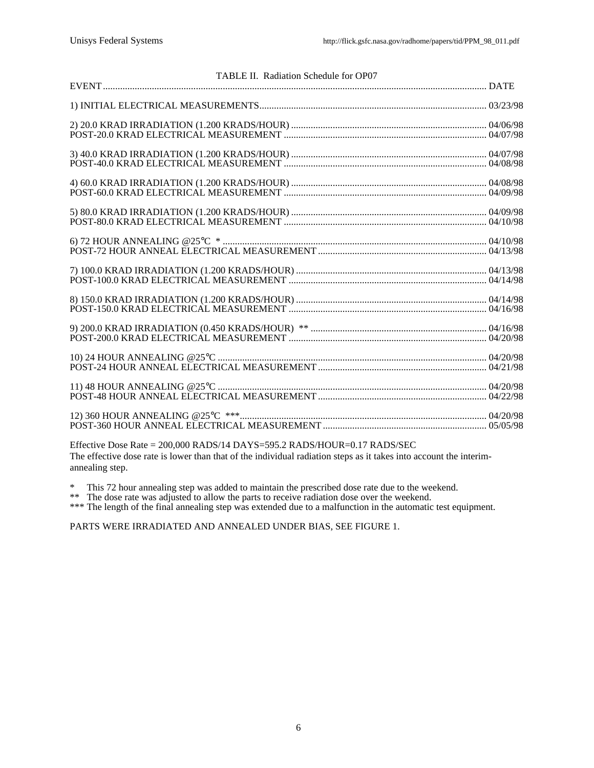TABLE II. Radiation Schedule for OP07

| EVENT | DATE |
| --- | --- |
| 1) INITIAL ELECTRICAL MEASUREMENTS | 03/23/98 |
| 2) 20.0 KRAD IRRADIATION (1.200 KRADS/HOUR) | 04/06/98 |
| POST-20.0 KRAD ELECTRICAL MEASUREMENT | 04/07/98 |
| 3) 40.0 KRAD IRRADIATION (1.200 KRADS/HOUR) | 04/07/98 |
| POST-40.0 KRAD ELECTRICAL MEASUREMENT | 04/08/98 |
| 4) 60.0 KRAD IRRADIATION (1.200 KRADS/HOUR) | 04/08/98 |
| POST-60.0 KRAD ELECTRICAL MEASUREMENT | 04/09/98 |
| 5) 80.0 KRAD IRRADIATION (1.200 KRADS/HOUR) | 04/09/98 |
| POST-80.0 KRAD ELECTRICAL MEASUREMENT | 04/10/98 |
| 6) 72 HOUR ANNEALING @25°C * | 04/10/98 |
| POST-72 HOUR ANNEAL ELECTRICAL MEASUREMENT | 04/13/98 |
| 7) 100.0 KRAD IRRADIATION (1.200 KRADS/HOUR) | 04/13/98 |
| POST-100.0 KRAD ELECTRICAL MEASUREMENT | 04/14/98 |
| 8) 150.0 KRAD IRRADIATION (1.200 KRADS/HOUR) | 04/14/98 |
| POST-150.0 KRAD ELECTRICAL MEASUREMENT | 04/16/98 |
| 9) 200.0 KRAD IRRADIATION (0.450 KRADS/HOUR) ** | 04/16/98 |
| POST-200.0 KRAD ELECTRICAL MEASUREMENT | 04/20/98 |
| 10) 24 HOUR ANNEALING @25°C | 04/20/98 |
| POST-24 HOUR ANNEAL ELECTRICAL MEASUREMENT | 04/21/98 |
| 11) 48 HOUR ANNEALING @25°C | 04/20/98 |
| POST-48 HOUR ANNEAL ELECTRICAL MEASUREMENT | 04/22/98 |
| 12) 360 HOUR ANNEALING @25°C *** | 04/20/98 |
| POST-360 HOUR ANNEAL ELECTRICAL MEASUREMENT | 05/05/98 |

Effective Dose Rate = 200,000 RADS/14 DAYS=595.2 RADS/HOUR=0.17 RADS/SEC
The effective dose rate is lower than that of the individual radiation steps as it takes into account the interim-annealing step.

\* This 72 hour annealing step was added to maintain the prescribed dose rate due to the weekend.
** The dose rate was adjusted to allow the parts to receive radiation dose over the weekend.
*** The length of the final annealing step was extended due to a malfunction in the automatic test equipment.

PARTS WERE IRRADIATED AND ANNEALED UNDER BIAS, SEE FIGURE 1.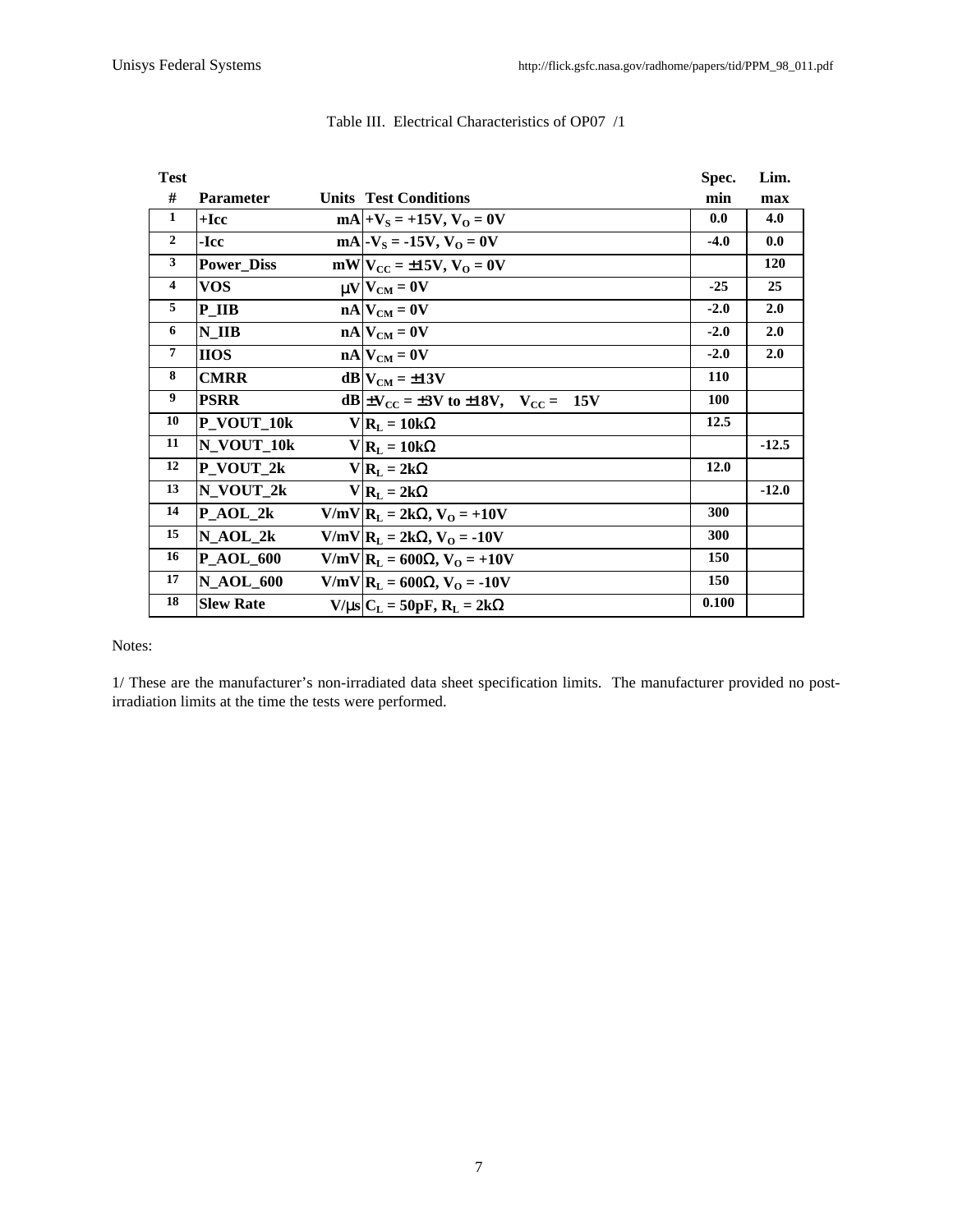Table III. Electrical Characteristics of OP07 /1

| Test # | Parameter | Units | Test Conditions | Spec. min | Lim. max |
|---|---|---|---|---|---|
| 1 | +Icc | mA | $+V_S$ = +15V, $V_O$ = 0V | 0.0 | 4.0 |
| 2 | -Icc | mA | $-V_S$ = -15V, $V_O$ = 0V | -4.0 | 0.0 |
| 3 | Power_Diss | mW | $V_{CC}$ = ±15V, $V_O$ = 0V | | 120 |
| 4 | VOS | µV | $V_{CM}$ = 0V | -25 | 25 |
| 5 | P_IIB | nA | $V_{CM}$ = 0V | -2.0 | 2.0 |
| 6 | N_IIB | nA | $V_{CM}$ = 0V | -2.0 | 2.0 |
| 7 | IIOS | nA | $V_{CM}$ = 0V | -2.0 | 2.0 |
| 8 | CMRR | dB | $V_{CM}$ = ±13V | 110 | |
| 9 | PSRR | dB | $\pm V_{CC}$ = ±3V to ±18V, $V_{CC}$ = 15V | 100 | |
| 10 | P_VOUT_10k | V | $R_L$ = 10kΩ | 12.5 | |
| 11 | N_VOUT_10k | V | $R_L$ = 10kΩ | | -12.5 |
| 12 | P_VOUT_2k | V | $R_L$ = 2kΩ | 12.0 | |
| 13 | N_VOUT_2k | V | $R_L$ = 2kΩ | | -12.0 |
| 14 | P_AOL_2k | V/mV | $R_L$ = 2kΩ, $V_O$ = +10V | 300 | |
| 15 | N_AOL_2k | V/mV | $R_L$ = 2kΩ, $V_O$ = -10V | 300 | |
| 16 | P_AOL_600 | V/mV | $R_L$ = 600Ω, $V_O$ = +10V | 150 | |
| 17 | N_AOL_600 | V/mV | $R_L$ = 600Ω, $V_O$ = -10V | 150 | |
| 18 | Slew Rate | V/µs | $C_L$ = 50pF, $R_L$ = 2kΩ | 0.100 | |

Notes:

1/ These are the manufacturer's non-irradiated data sheet specification limits. The manufacturer provided no post-irradiation limits at the time the tests were performed.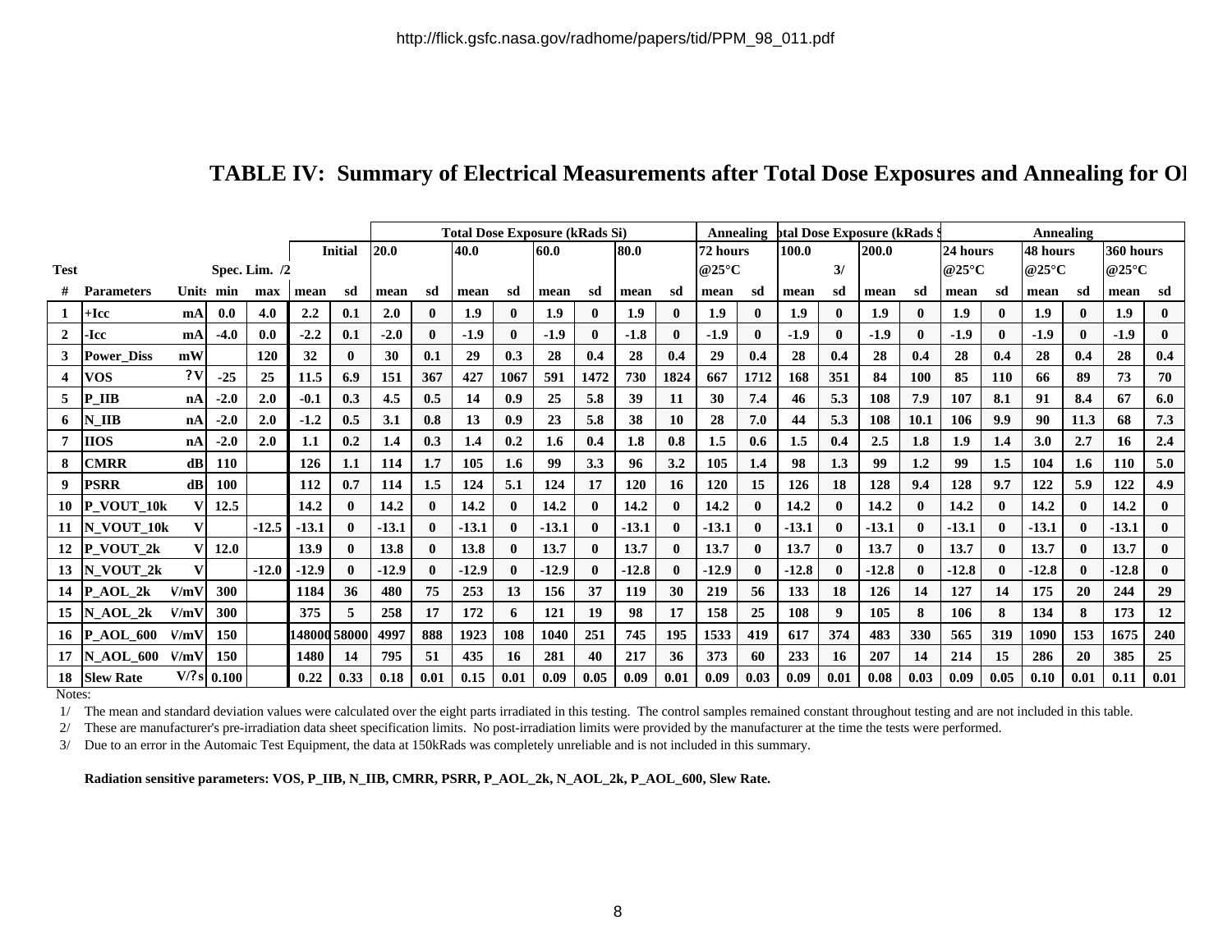http://flick.gsfc.nasa.gov/radhome/papers/tid/PPM_98_011.pdf

## TABLE IV: Summary of Electrical Measurements after Total Dose Exposures and Annealing for OI

| Test | | | | | | | Total Dose Exposure (kRads Si) | | | | | | | | Annealing | | otal Dose Exposure (kRads S | | | | Annealing | | | | | |
|---|---|---|---|---|---|---|---|---|---|---|---|---|---|---|---|---|---|---|---|---|---|---|---|---|---|---|
| | | | Spec. Lim. /2 | | Initial | | 20.0 | | 40.0 | | 60.0 | | 80.0 | | 72 hours @25°C | | 100.0 | 3/ | 200.0 | | 24 hours @25°C | | 48 hours @25°C | | 360 hours @25°C | |
| # | Parameters | Units | min | max | mean | sd | mean | sd | mean | sd | mean | sd | mean | sd | mean | sd | mean | sd | mean | sd | mean | sd | mean | sd | mean | sd |
| 1 | +Icc | mA | 0.0 | 4.0 | 2.2 | 0.1 | 2.0 | 0 | 1.9 | 0 | 1.9 | 0 | 1.9 | 0 | 1.9 | 0 | 1.9 | 0 | 1.9 | 0 | 1.9 | 0 | 1.9 | 0 | 1.9 | 0 |
| 2 | -Icc | mA | -4.0 | 0.0 | -2.2 | 0.1 | -2.0 | 0 | -1.9 | 0 | -1.9 | 0 | -1.8 | 0 | -1.9 | 0 | -1.9 | 0 | -1.9 | 0 | -1.9 | 0 | -1.9 | 0 | -1.9 | 0 |
| 3 | Power_Diss | mW | | 120 | 32 | 0 | 30 | 0.1 | 29 | 0.3 | 28 | 0.4 | 28 | 0.4 | 29 | 0.4 | 28 | 0.4 | 28 | 0.4 | 28 | 0.4 | 28 | 0.4 | 28 | 0.4 |
| 4 | VOS | ?V | -25 | 25 | 11.5 | 6.9 | 151 | 367 | 427 | 1067 | 591 | 1472 | 730 | 1824 | 667 | 1712 | 168 | 351 | 84 | 100 | 85 | 110 | 66 | 89 | 73 | 70 |
| 5 | P_IIB | nA | -2.0 | 2.0 | -0.1 | 0.3 | 4.5 | 0.5 | 14 | 0.9 | 25 | 5.8 | 39 | 11 | 30 | 7.4 | 46 | 5.3 | 108 | 7.9 | 107 | 8.1 | 91 | 8.4 | 67 | 6.0 |
| 6 | N_IIB | nA | -2.0 | 2.0 | -1.2 | 0.5 | 3.1 | 0.8 | 13 | 0.9 | 23 | 5.8 | 38 | 10 | 28 | 7.0 | 44 | 5.3 | 108 | 10.1 | 106 | 9.9 | 90 | 11.3 | 68 | 7.3 |
| 7 | IIOS | nA | -2.0 | 2.0 | 1.1 | 0.2 | 1.4 | 0.3 | 1.4 | 0.2 | 1.6 | 0.4 | 1.8 | 0.8 | 1.5 | 0.6 | 1.5 | 0.4 | 2.5 | 1.8 | 1.9 | 1.4 | 3.0 | 2.7 | 16 | 2.4 |
| 8 | CMRR | dB | 110 | | 126 | 1.1 | 114 | 1.7 | 105 | 1.6 | 99 | 3.3 | 96 | 3.2 | 105 | 1.4 | 98 | 1.3 | 99 | 1.2 | 99 | 1.5 | 104 | 1.6 | 110 | 5.0 |
| 9 | PSRR | dB | 100 | | 112 | 0.7 | 114 | 1.5 | 124 | 5.1 | 124 | 17 | 120 | 16 | 120 | 15 | 126 | 18 | 128 | 9.4 | 128 | 9.7 | 122 | 5.9 | 122 | 4.9 |
| 10 | P_VOUT_10k | V | 12.5 | | 14.2 | 0 | 14.2 | 0 | 14.2 | 0 | 14.2 | 0 | 14.2 | 0 | 14.2 | 0 | 14.2 | 0 | 14.2 | 0 | 14.2 | 0 | 14.2 | 0 | 14.2 | 0 |
| 11 | N_VOUT_10k | V | | -12.5 | -13.1 | 0 | -13.1 | 0 | -13.1 | 0 | -13.1 | 0 | -13.1 | 0 | -13.1 | 0 | -13.1 | 0 | -13.1 | 0 | -13.1 | 0 | -13.1 | 0 | -13.1 | 0 |
| 12 | P_VOUT_2k | V | 12.0 | | 13.9 | 0 | 13.8 | 0 | 13.8 | 0 | 13.7 | 0 | 13.7 | 0 | 13.7 | 0 | 13.7 | 0 | 13.7 | 0 | 13.7 | 0 | 13.7 | 0 | 13.7 | 0 |
| 13 | N_VOUT_2k | V | | -12.0 | -12.9 | 0 | -12.9 | 0 | -12.9 | 0 | -12.9 | 0 | -12.8 | 0 | -12.9 | 0 | -12.8 | 0 | -12.8 | 0 | -12.8 | 0 | -12.8 | 0 | -12.8 | 0 |
| 14 | P_AOL_2k | V/mV | 300 | | 1184 | 36 | 480 | 75 | 253 | 13 | 156 | 37 | 119 | 30 | 219 | 56 | 133 | 18 | 126 | 14 | 127 | 14 | 175 | 20 | 244 | 29 |
| 15 | N_AOL_2k | V/mV | 300 | | 375 | 5 | 258 | 17 | 172 | 6 | 121 | 19 | 98 | 17 | 158 | 25 | 108 | 9 | 105 | 8 | 106 | 8 | 134 | 8 | 173 | 12 |
| 16 | P_AOL_600 | V/mV | 150 | | 148000 | 58000 | 4997 | 888 | 1923 | 108 | 1040 | 251 | 745 | 195 | 1533 | 419 | 617 | 374 | 483 | 330 | 565 | 319 | 1090 | 153 | 1675 | 240 |
| 17 | N_AOL_600 | V/mV | 150 | | 1480 | 14 | 795 | 51 | 435 | 16 | 281 | 40 | 217 | 36 | 373 | 60 | 233 | 16 | 207 | 14 | 214 | 15 | 286 | 20 | 385 | 25 |
| 18 | Slew Rate | V/?s | 0.100 | | 0.22 | 0.33 | 0.18 | 0.01 | 0.15 | 0.01 | 0.09 | 0.05 | 0.09 | 0.01 | 0.09 | 0.03 | 0.09 | 0.01 | 0.08 | 0.03 | 0.09 | 0.05 | 0.10 | 0.01 | 0.11 | 0.01 |

Notes:

1/ The mean and standard deviation values were calculated over the eight parts irradiated in this testing. The control samples remained constant throughout testing and are not included in this table.

2/ These are manufacturer's pre-irradiation data sheet specification limits. No post-irradiation limits were provided by the manufacturer at the time the tests were performed.

3/ Due to an error in the Automaic Test Equipment, the data at 150kRads was completely unreliable and is not included in this summary.

**Radiation sensitive parameters: VOS, P_IIB, N_IIB, CMRR, PSRR, P_AOL_2k, N_AOL_2k, P_AOL_600, Slew Rate.**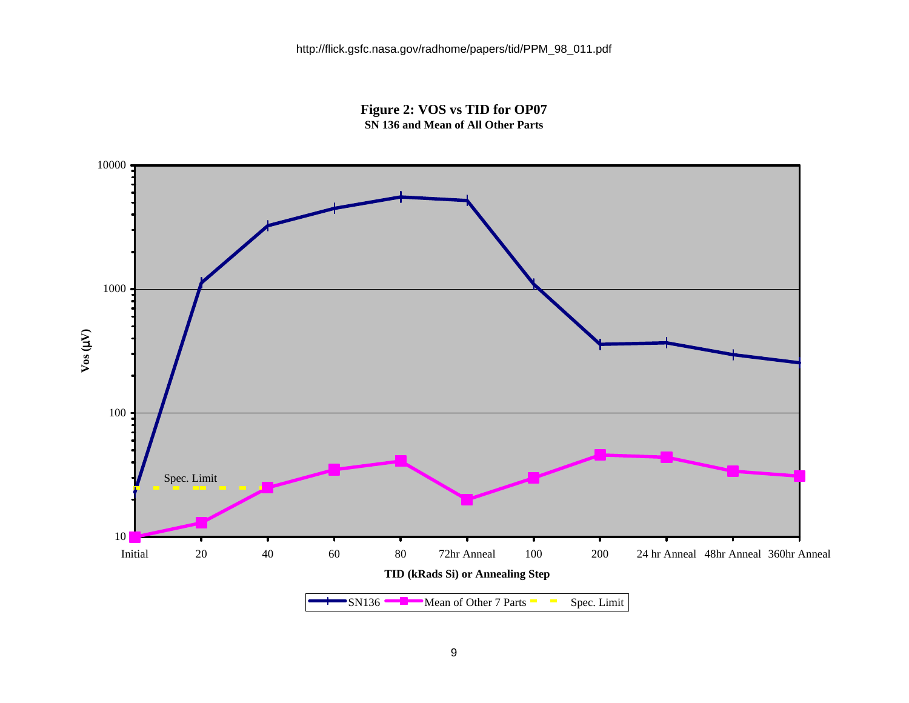http://flick.gsfc.nasa.gov/radhome/papers/tid/PPM_98_011.pdf

**Figure 2: VOS vs TID for OP07**

**SN 136 and Mean of All Other Parts**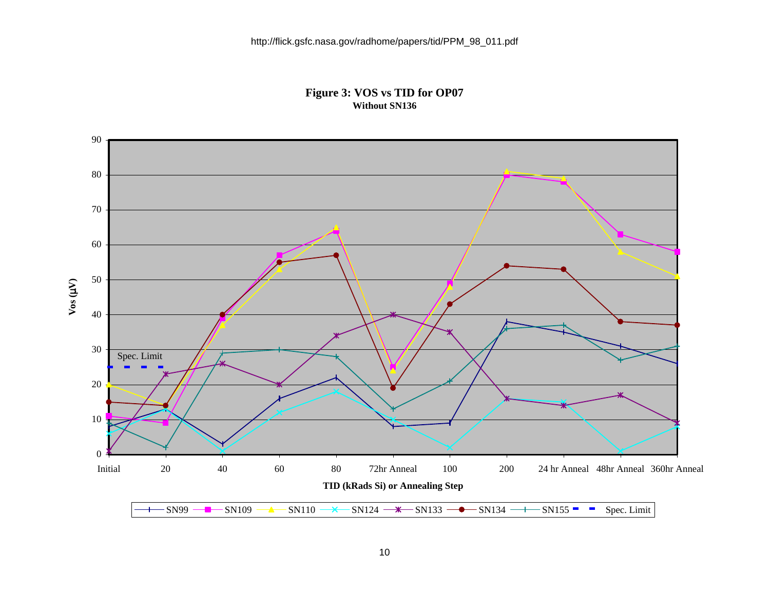**Figure 3: VOS vs TID for OP07**
**Without SN136**

Vos (µV)

Spec. Limit

TID (kRads Si) or Annealing Step

Initial | 20 | 40 | 60 | 80 | 72hr Anneal | 100 | 200 | 24 hr Anneal | 48hr Anneal | 360hr Anneal

SN99, SN109, SN110, SN124, SN133, SN134, SN155, Spec. Limit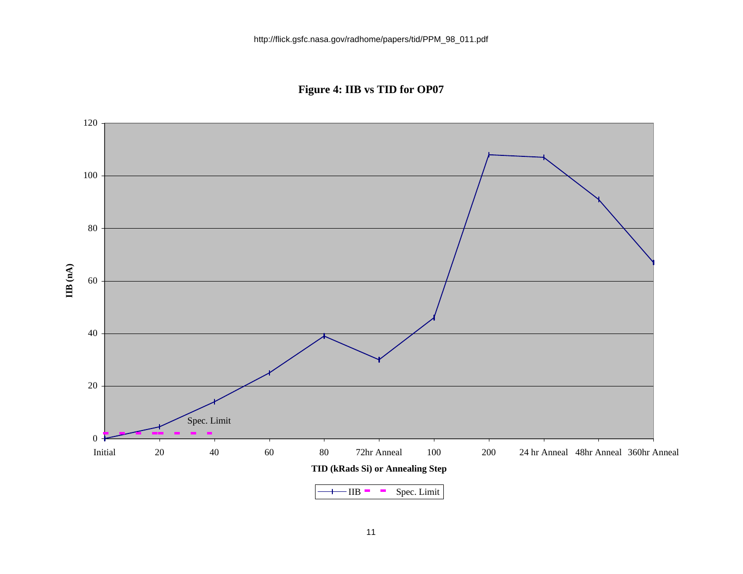**Figure 4: IIB vs TID for OP07**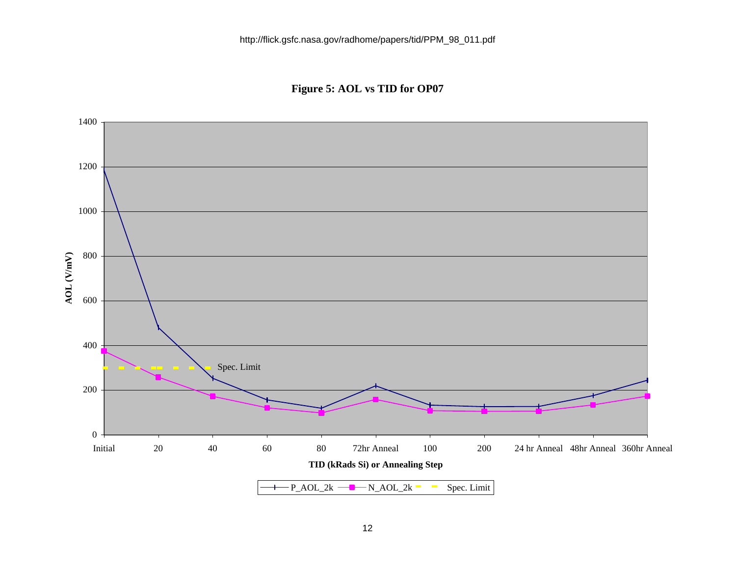http://flick.gsfc.nasa.gov/radhome/papers/tid/PPM_98_011.pdf

**Figure 5: AOL vs TID for OP07**

AOL (V/mV)

1400
1200
1000
800
600
400
200
0

Spec. Limit

Initial 20 40 60 80 72hr Anneal 100 200 24 hr Anneal 48hr Anneal 360hr Anneal

TID (kRads Si) or Annealing Step

P_AOL_2k N_AOL_2k Spec. Limit